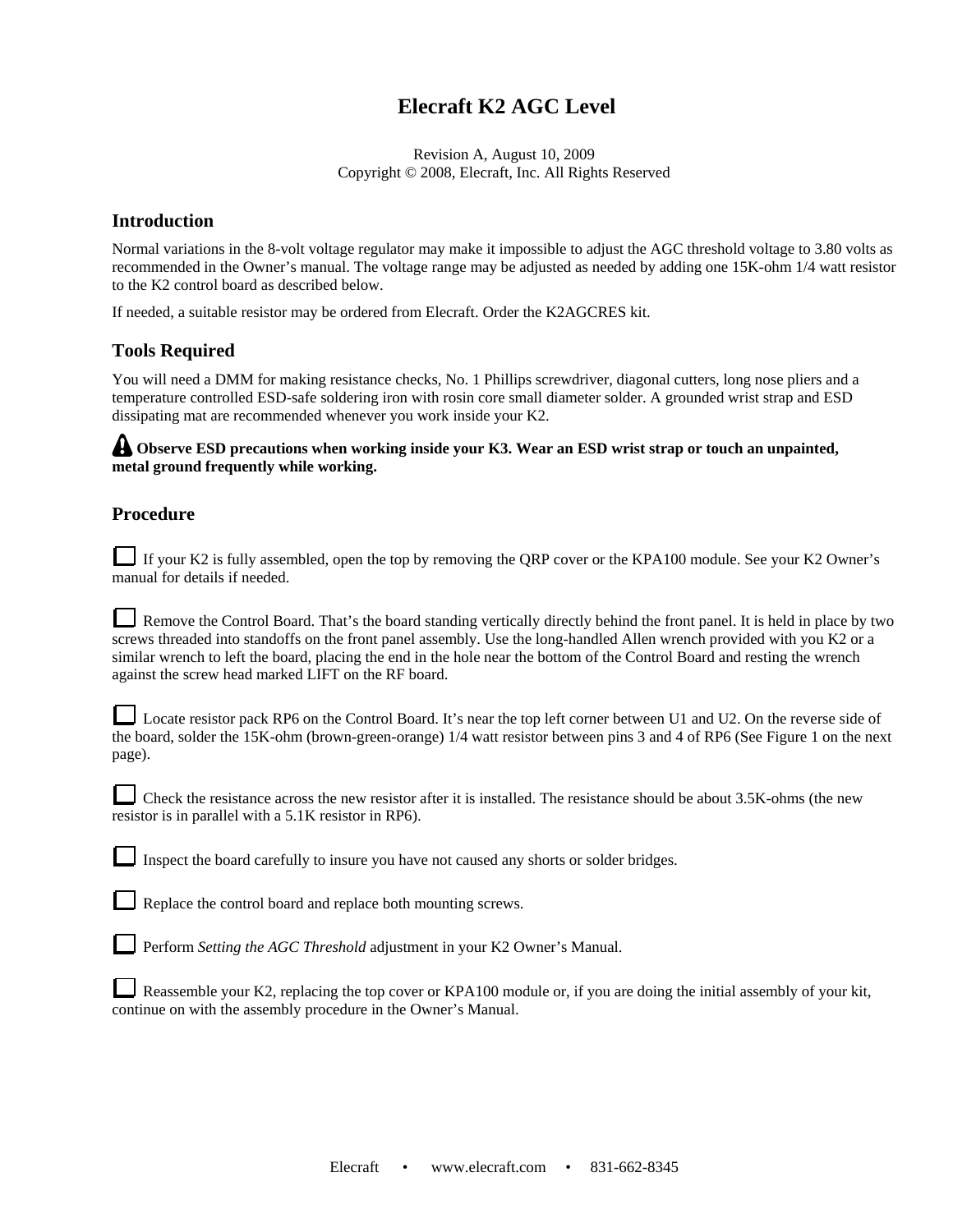# Elecraft K2 AGC Level

Revision A, August 10, 2009
Copyright © 2008, Elecraft, Inc. All Rights Reserved

## Introduction

Normal variations in the 8-volt voltage regulator may make it impossible to adjust the AGC threshold voltage to 3.80 volts as recommended in the Owner's manual. The voltage range may be adjusted as needed by adding one 15K-ohm 1/4 watt resistor to the K2 control board as described below.

If needed, a suitable resistor may be ordered from Elecraft. Order the K2AGCRES kit.

## Tools Required

You will need a DMM for making resistance checks, No. 1 Phillips screwdriver, diagonal cutters, long nose pliers and a temperature controlled ESD-safe soldering iron with rosin core small diameter solder. A grounded wrist strap and ESD dissipating mat are recommended whenever you work inside your K2.

**Observe ESD precautions when working inside your K3. Wear an ESD wrist strap or touch an unpainted, metal ground frequently while working.**

## Procedure

☐ If your K2 is fully assembled, open the top by removing the QRP cover or the KPA100 module. See your K2 Owner's manual for details if needed.

☐ Remove the Control Board. That's the board standing vertically directly behind the front panel. It is held in place by two screws threaded into standoffs on the front panel assembly. Use the long-handled Allen wrench provided with you K2 or a similar wrench to left the board, placing the end in the hole near the bottom of the Control Board and resting the wrench against the screw head marked LIFT on the RF board.

☐ Locate resistor pack RP6 on the Control Board. It's near the top left corner between U1 and U2. On the reverse side of the board, solder the 15K-ohm (brown-green-orange) 1/4 watt resistor between pins 3 and 4 of RP6 (See Figure 1 on the next page).

☐ Check the resistance across the new resistor after it is installed. The resistance should be about 3.5K-ohms (the new resistor is in parallel with a 5.1K resistor in RP6).

☐ Inspect the board carefully to insure you have not caused any shorts or solder bridges.

☐ Replace the control board and replace both mounting screws.

☐ Perform *Setting the AGC Threshold* adjustment in your K2 Owner's Manual.

☐ Reassemble your K2, replacing the top cover or KPA100 module or, if you are doing the initial assembly of your kit, continue on with the assembly procedure in the Owner's Manual.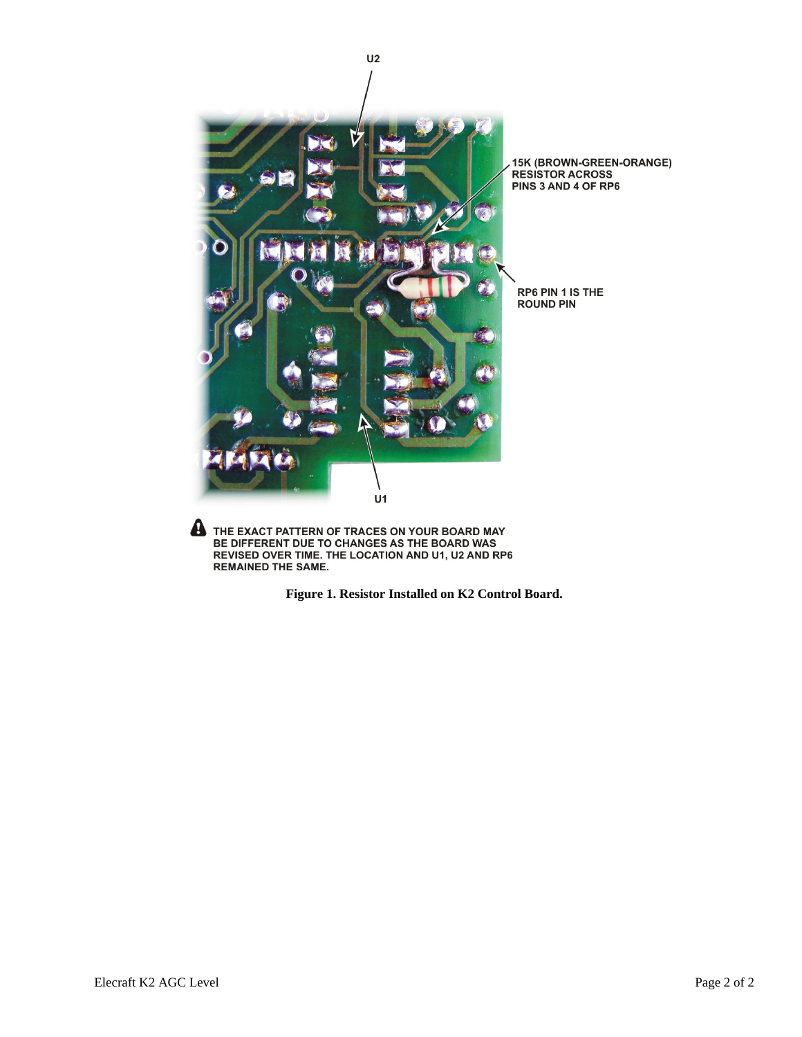U2

15K (BROWN-GREEN-ORANGE) RESISTOR ACROSS PINS 3 AND 4 OF RP6

RP6 PIN 1 IS THE ROUND PIN

U1

THE EXACT PATTERN OF TRACES ON YOUR BOARD MAY BE DIFFERENT DUE TO CHANGES AS THE BOARD WAS REVISED OVER TIME. THE LOCATION AND U1, U2 AND RP6 REMAINED THE SAME.

**Figure 1. Resistor Installed on K2 Control Board.**